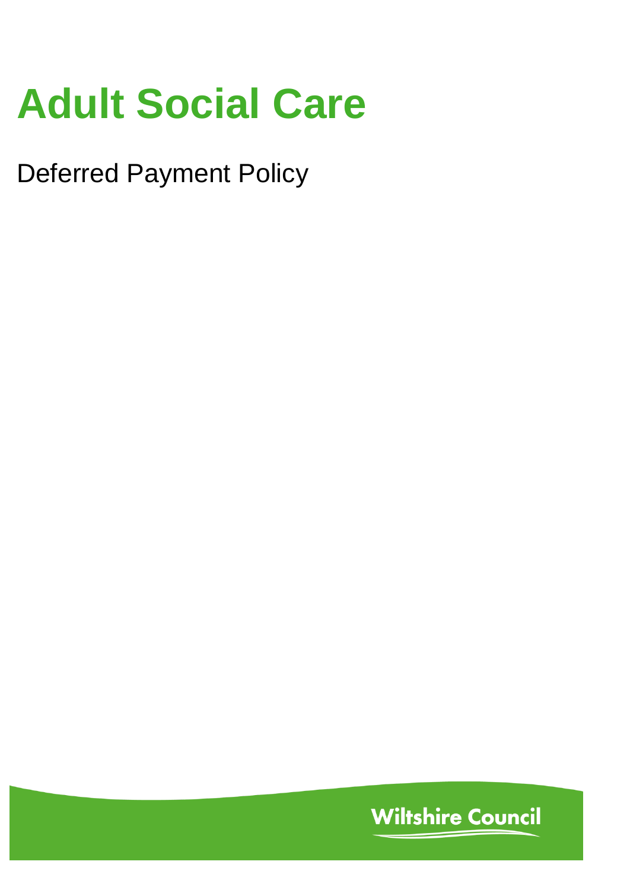# Adult Social Care

Deferred Payment Policy

Wiltshire Council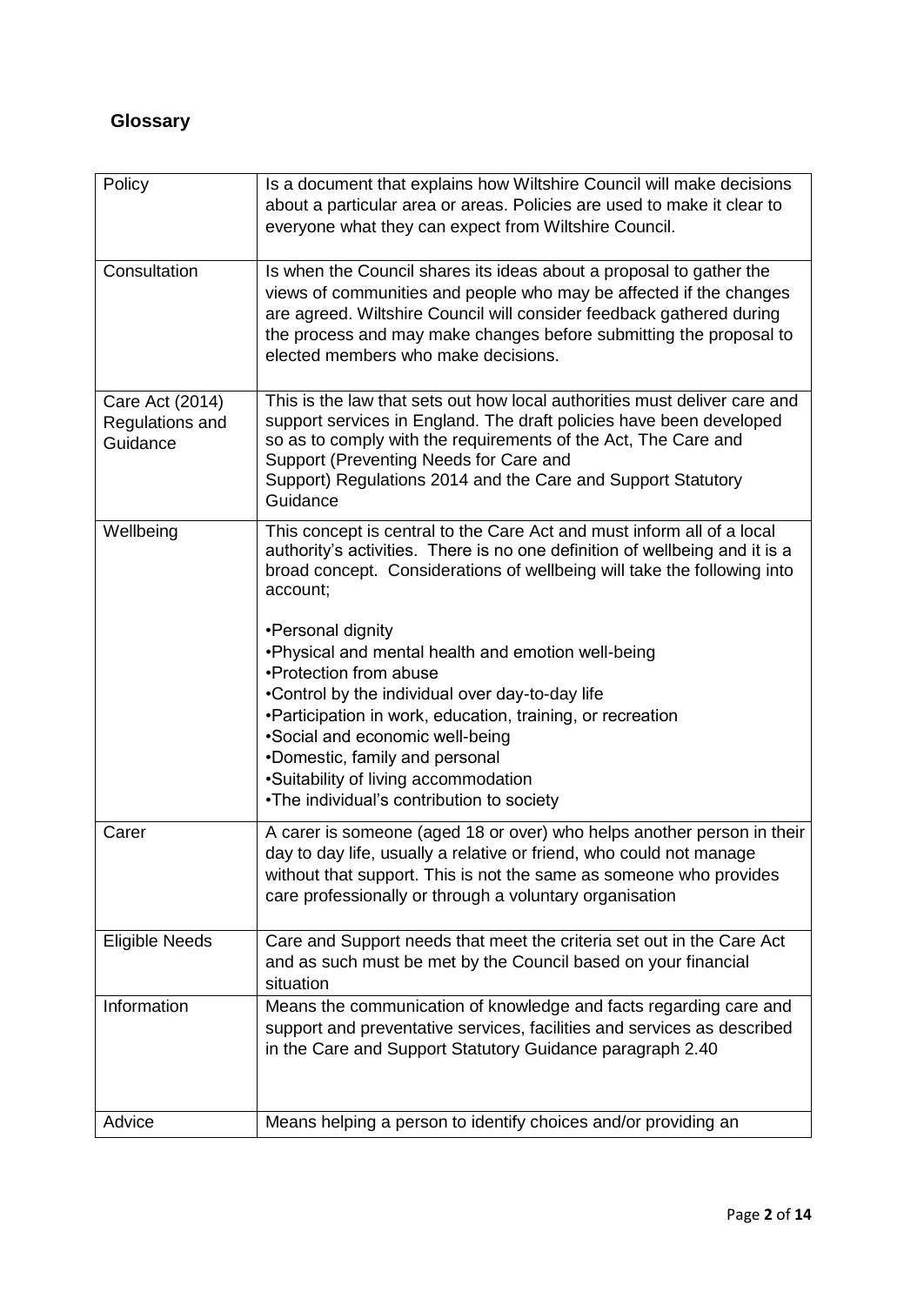## Glossary

| | |
|---|---|
| Policy | Is a document that explains how Wiltshire Council will make decisions about a particular area or areas. Policies are used to make it clear to everyone what they can expect from Wiltshire Council. |
| Consultation | Is when the Council shares its ideas about a proposal to gather the views of communities and people who may be affected if the changes are agreed. Wiltshire Council will consider feedback gathered during the process and may make changes before submitting the proposal to elected members who make decisions. |
| Care Act (2014) Regulations and Guidance | This is the law that sets out how local authorities must deliver care and support services in England. The draft policies have been developed so as to comply with the requirements of the Act, The Care and Support (Preventing Needs for Care and Support) Regulations 2014 and the Care and Support Statutory Guidance |
| Wellbeing | This concept is central to the Care Act and must inform all of a local authority's activities. There is no one definition of wellbeing and it is a broad concept. Considerations of wellbeing will take the following into account;<br><br>•Personal dignity<br>•Physical and mental health and emotion well-being<br>•Protection from abuse<br>•Control by the individual over day-to-day life<br>•Participation in work, education, training, or recreation<br>•Social and economic well-being<br>•Domestic, family and personal<br>•Suitability of living accommodation<br>•The individual's contribution to society |
| Carer | A carer is someone (aged 18 or over) who helps another person in their day to day life, usually a relative or friend, who could not manage without that support. This is not the same as someone who provides care professionally or through a voluntary organisation |
| Eligible Needs | Care and Support needs that meet the criteria set out in the Care Act and as such must be met by the Council based on your financial situation |
| Information | Means the communication of knowledge and facts regarding care and support and preventative services, facilities and services as described in the Care and Support Statutory Guidance paragraph 2.40 |
| Advice | Means helping a person to identify choices and/or providing an |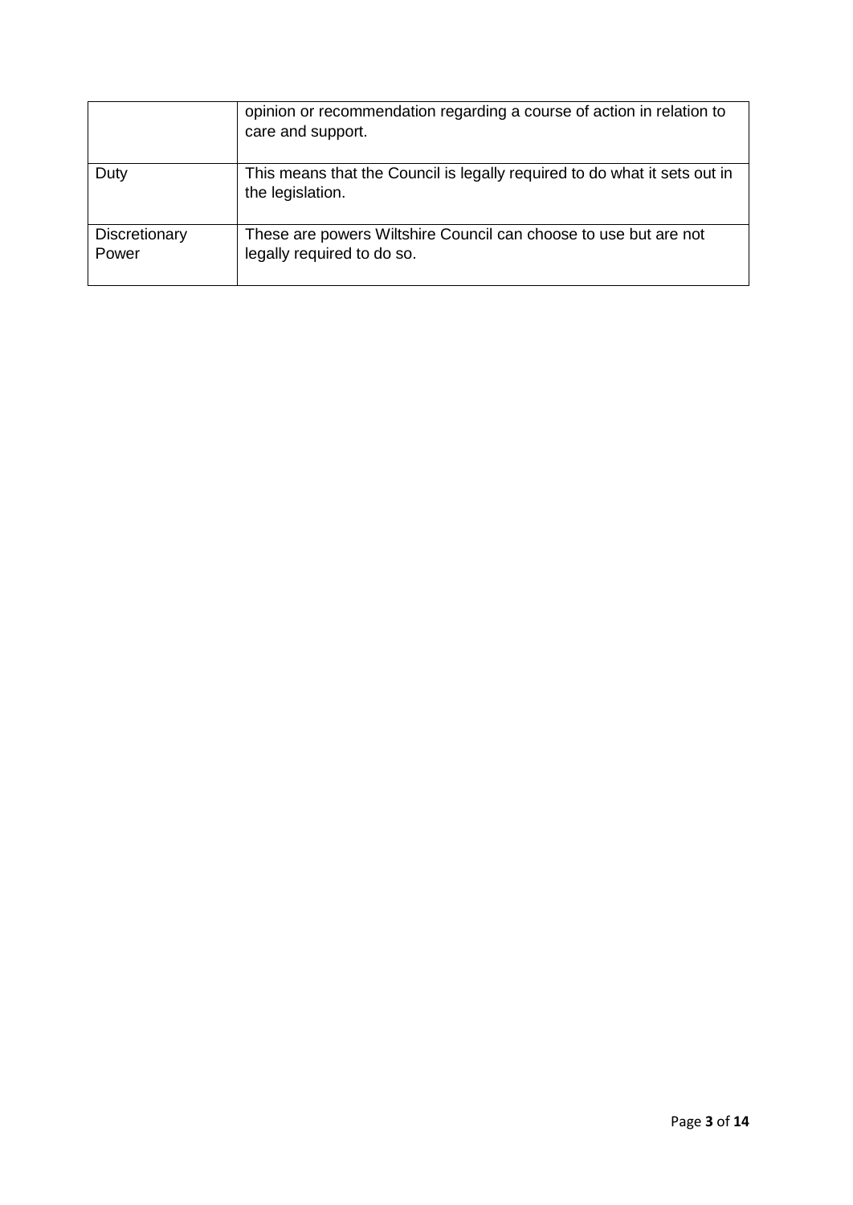| | |
|---|---|
| | opinion or recommendation regarding a course of action in relation to care and support. |
| Duty | This means that the Council is legally required to do what it sets out in the legislation. |
| Discretionary Power | These are powers Wiltshire Council can choose to use but are not legally required to do so. |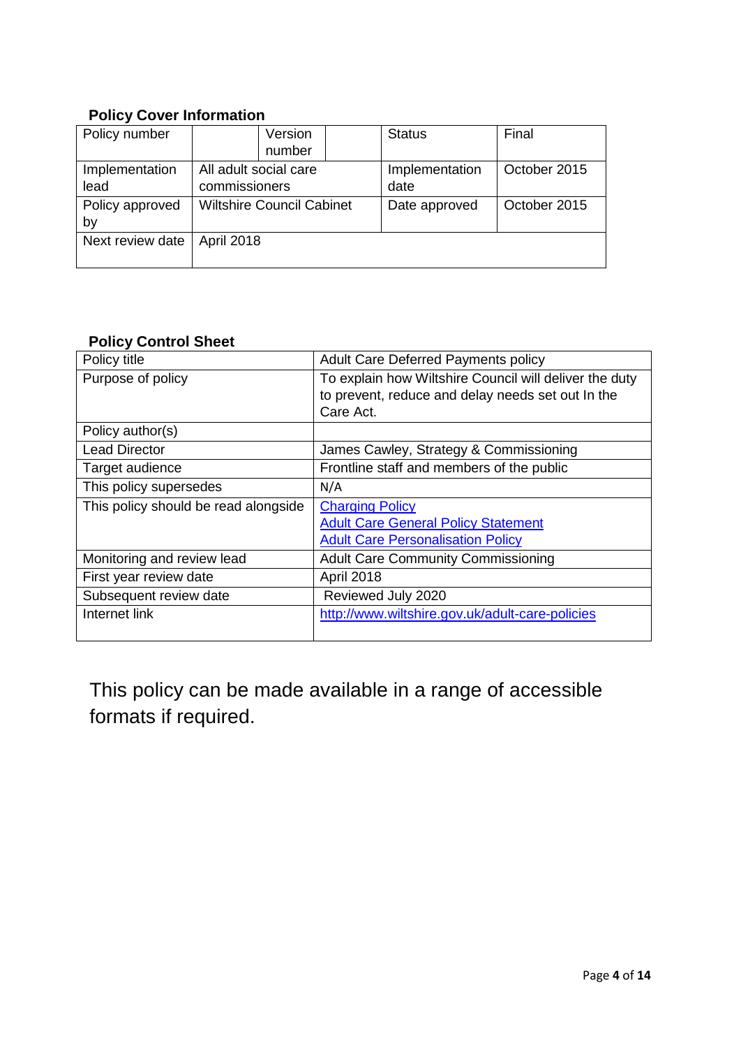**Policy Cover Information**

| Policy number | | Version number | | Status | Final |
|---|---|---|---|---|---|
| Implementation lead | All adult social care commissioners | | | Implementation date | October 2015 |
| Policy approved by | Wiltshire Council Cabinet | | | Date approved | October 2015 |
| Next review date | April 2018 | | | | |

**Policy Control Sheet**

| Policy title | Adult Care Deferred Payments policy |
|---|---|
| Purpose of policy | To explain how Wiltshire Council will deliver the duty to prevent, reduce and delay needs set out In the Care Act. |
| Policy author(s) | |
| Lead Director | James Cawley, Strategy & Commissioning |
| Target audience | Frontline staff and members of the public |
| This policy supersedes | N/A |
| This policy should be read alongside | Charging Policy<br>Adult Care General Policy Statement<br>Adult Care Personalisation Policy |
| Monitoring and review lead | Adult Care Community Commissioning |
| First year review date | April 2018 |
| Subsequent review date | Reviewed July 2020 |
| Internet link | http://www.wiltshire.gov.uk/adult-care-policies |

This policy can be made available in a range of accessible formats if required.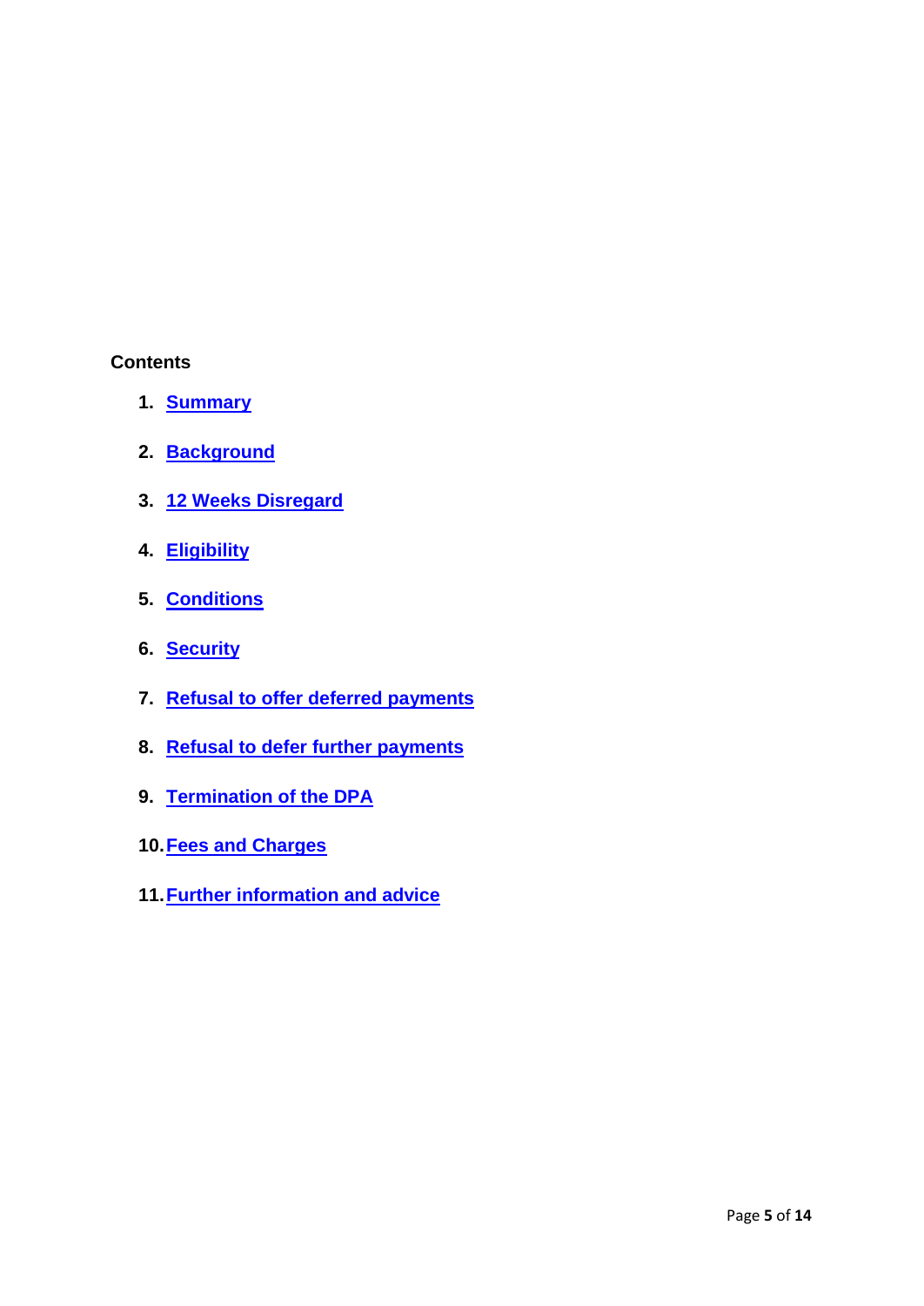**Contents**

1. Summary
2. Background
3. 12 Weeks Disregard
4. Eligibility
5. Conditions
6. Security
7. Refusal to offer deferred payments
8. Refusal to defer further payments
9. Termination of the DPA
10. Fees and Charges
11. Further information and advice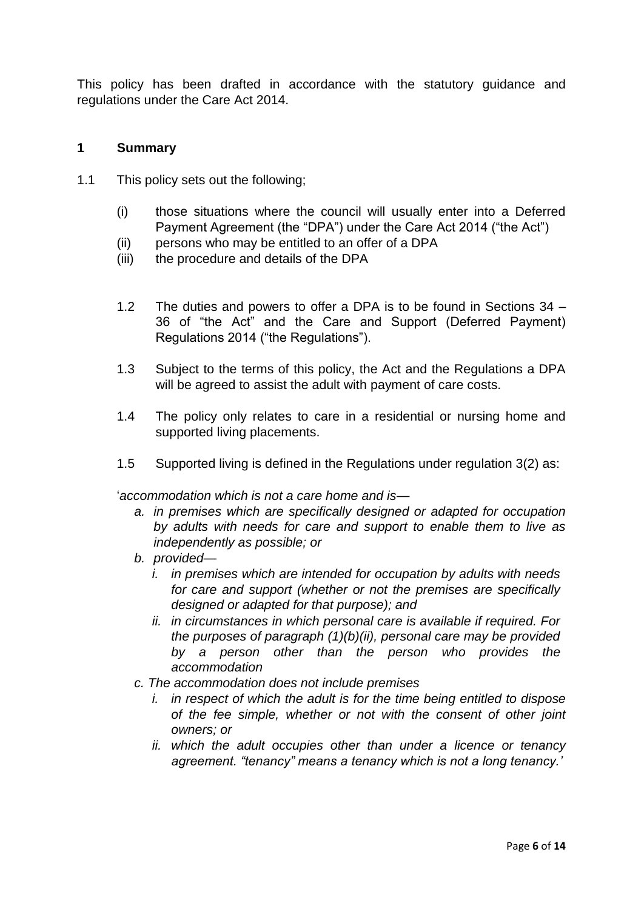This policy has been drafted in accordance with the statutory guidance and regulations under the Care Act 2014.

## 1 Summary

1.1 This policy sets out the following;

- (i) those situations where the council will usually enter into a Deferred Payment Agreement (the "DPA") under the Care Act 2014 ("the Act")
- (ii) persons who may be entitled to an offer of a DPA
- (iii) the procedure and details of the DPA

1.2 The duties and powers to offer a DPA is to be found in Sections 34 – 36 of "the Act" and the Care and Support (Deferred Payment) Regulations 2014 ("the Regulations").

1.3 Subject to the terms of this policy, the Act and the Regulations a DPA will be agreed to assist the adult with payment of care costs.

1.4 The policy only relates to care in a residential or nursing home and supported living placements.

1.5 Supported living is defined in the Regulations under regulation 3(2) as:

'*accommodation which is not a care home and is—*

- *a. in premises which are specifically designed or adapted for occupation by adults with needs for care and support to enable them to live as independently as possible; or*
- *b. provided—*
  - *i. in premises which are intended for occupation by adults with needs for care and support (whether or not the premises are specifically designed or adapted for that purpose); and*
  - *ii. in circumstances in which personal care is available if required. For the purposes of paragraph (1)(b)(ii), personal care may be provided by a person other than the person who provides the accommodation*
- *c. The accommodation does not include premises*
  - *i. in respect of which the adult is for the time being entitled to dispose of the fee simple, whether or not with the consent of other joint owners; or*
  - *ii. which the adult occupies other than under a licence or tenancy agreement. "tenancy" means a tenancy which is not a long tenancy.'*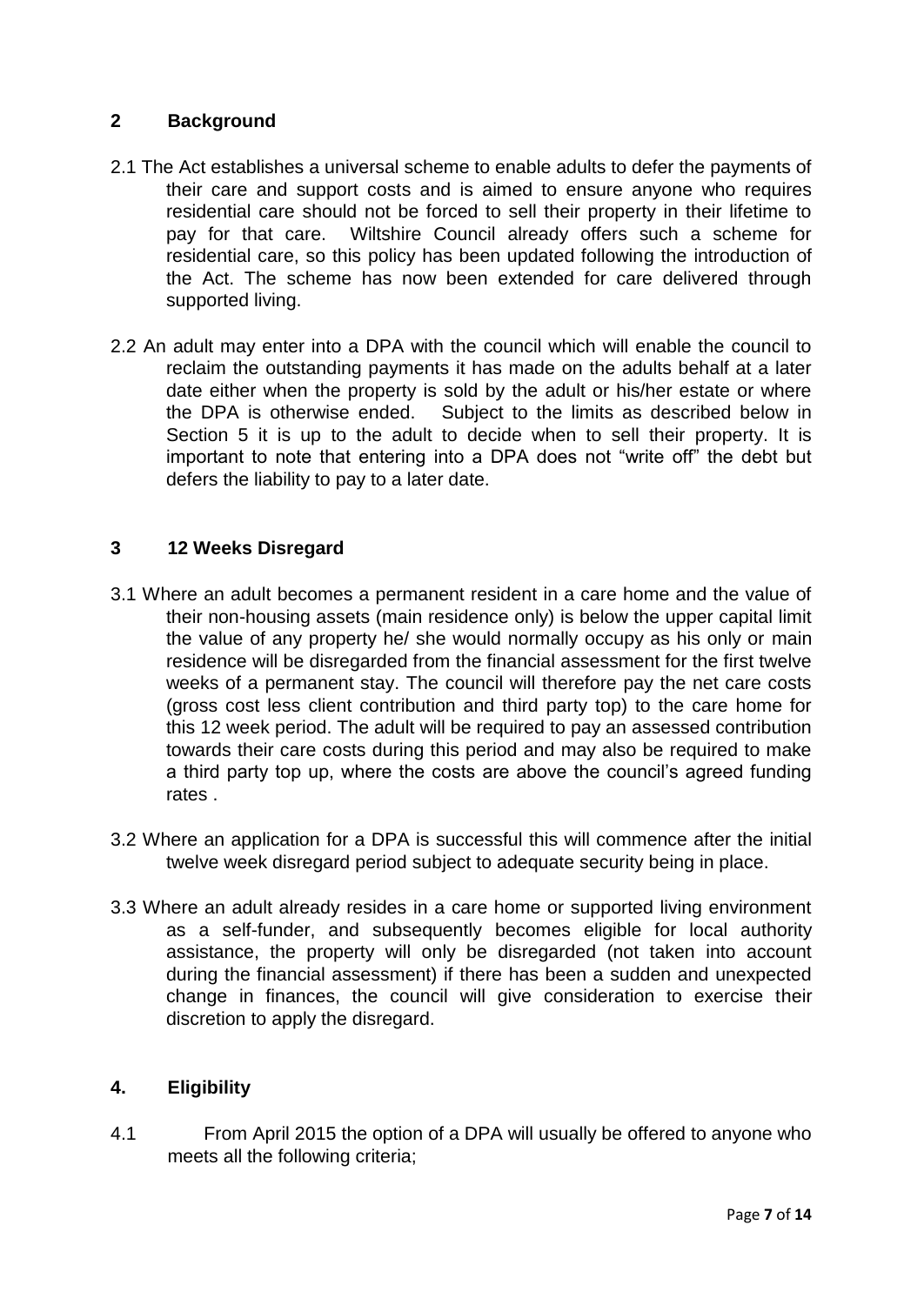## 2 Background

2.1 The Act establishes a universal scheme to enable adults to defer the payments of their care and support costs and is aimed to ensure anyone who requires residential care should not be forced to sell their property in their lifetime to pay for that care. Wiltshire Council already offers such a scheme for residential care, so this policy has been updated following the introduction of the Act. The scheme has now been extended for care delivered through supported living.

2.2 An adult may enter into a DPA with the council which will enable the council to reclaim the outstanding payments it has made on the adults behalf at a later date either when the property is sold by the adult or his/her estate or where the DPA is otherwise ended. Subject to the limits as described below in Section 5 it is up to the adult to decide when to sell their property. It is important to note that entering into a DPA does not "write off" the debt but defers the liability to pay to a later date.

## 3 12 Weeks Disregard

3.1 Where an adult becomes a permanent resident in a care home and the value of their non-housing assets (main residence only) is below the upper capital limit the value of any property he/ she would normally occupy as his only or main residence will be disregarded from the financial assessment for the first twelve weeks of a permanent stay. The council will therefore pay the net care costs (gross cost less client contribution and third party top) to the care home for this 12 week period. The adult will be required to pay an assessed contribution towards their care costs during this period and may also be required to make a third party top up, where the costs are above the council's agreed funding rates .

3.2 Where an application for a DPA is successful this will commence after the initial twelve week disregard period subject to adequate security being in place.

3.3 Where an adult already resides in a care home or supported living environment as a self-funder, and subsequently becomes eligible for local authority assistance, the property will only be disregarded (not taken into account during the financial assessment) if there has been a sudden and unexpected change in finances, the council will give consideration to exercise their discretion to apply the disregard.

## 4. Eligibility

4.1 From April 2015 the option of a DPA will usually be offered to anyone who meets all the following criteria;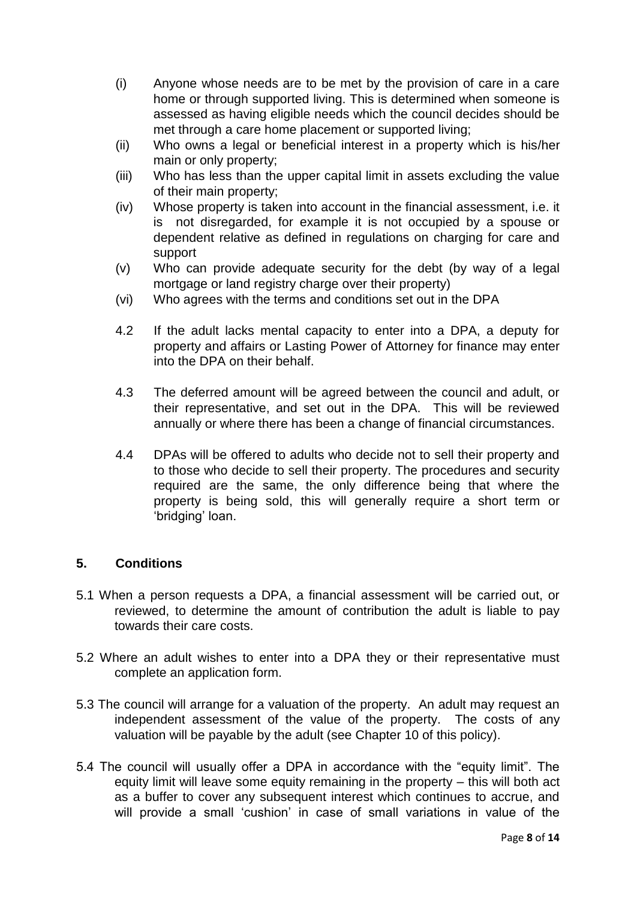(i) Anyone whose needs are to be met by the provision of care in a care home or through supported living. This is determined when someone is assessed as having eligible needs which the council decides should be met through a care home placement or supported living;

(ii) Who owns a legal or beneficial interest in a property which is his/her main or only property;

(iii) Who has less than the upper capital limit in assets excluding the value of their main property;

(iv) Whose property is taken into account in the financial assessment, i.e. it is not disregarded, for example it is not occupied by a spouse or dependent relative as defined in regulations on charging for care and support

(v) Who can provide adequate security for the debt (by way of a legal mortgage or land registry charge over their property)

(vi) Who agrees with the terms and conditions set out in the DPA

4.2 If the adult lacks mental capacity to enter into a DPA, a deputy for property and affairs or Lasting Power of Attorney for finance may enter into the DPA on their behalf.

4.3 The deferred amount will be agreed between the council and adult, or their representative, and set out in the DPA. This will be reviewed annually or where there has been a change of financial circumstances.

4.4 DPAs will be offered to adults who decide not to sell their property and to those who decide to sell their property. The procedures and security required are the same, the only difference being that where the property is being sold, this will generally require a short term or 'bridging' loan.

## 5. Conditions

5.1 When a person requests a DPA, a financial assessment will be carried out, or reviewed, to determine the amount of contribution the adult is liable to pay towards their care costs.

5.2 Where an adult wishes to enter into a DPA they or their representative must complete an application form.

5.3 The council will arrange for a valuation of the property. An adult may request an independent assessment of the value of the property. The costs of any valuation will be payable by the adult (see Chapter 10 of this policy).

5.4 The council will usually offer a DPA in accordance with the "equity limit". The equity limit will leave some equity remaining in the property – this will both act as a buffer to cover any subsequent interest which continues to accrue, and will provide a small 'cushion' in case of small variations in value of the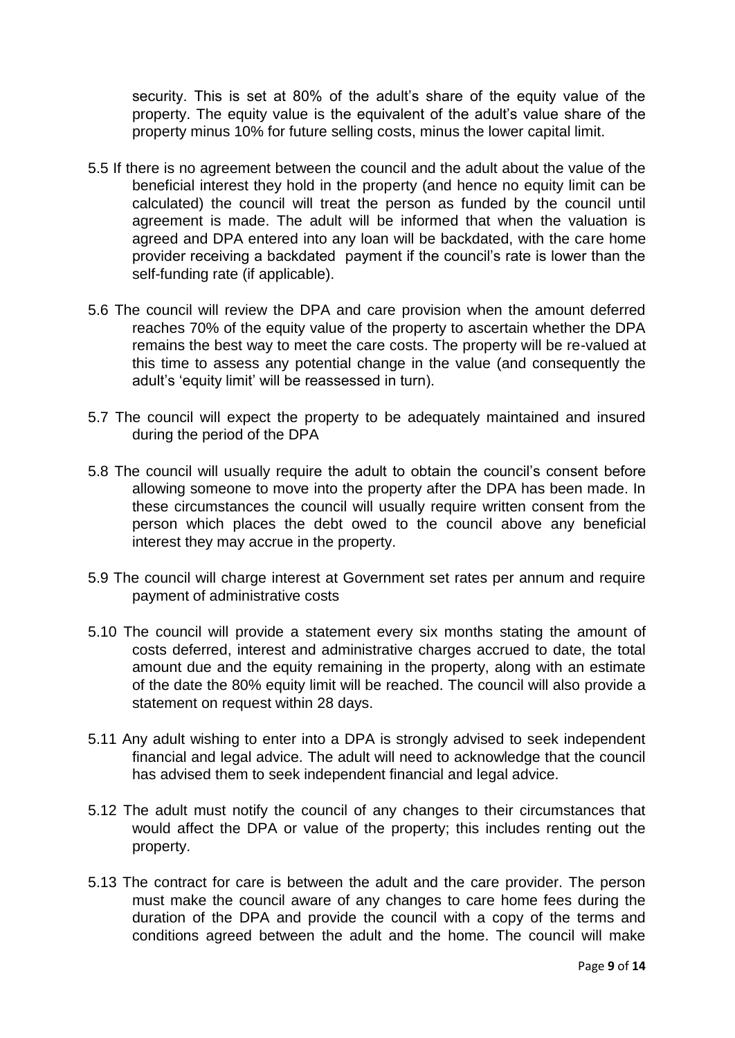security. This is set at 80% of the adult's share of the equity value of the property. The equity value is the equivalent of the adult's value share of the property minus 10% for future selling costs, minus the lower capital limit.

5.5 If there is no agreement between the council and the adult about the value of the beneficial interest they hold in the property (and hence no equity limit can be calculated) the council will treat the person as funded by the council until agreement is made. The adult will be informed that when the valuation is agreed and DPA entered into any loan will be backdated, with the care home provider receiving a backdated payment if the council's rate is lower than the self-funding rate (if applicable).

5.6 The council will review the DPA and care provision when the amount deferred reaches 70% of the equity value of the property to ascertain whether the DPA remains the best way to meet the care costs. The property will be re-valued at this time to assess any potential change in the value (and consequently the adult's 'equity limit' will be reassessed in turn).

5.7 The council will expect the property to be adequately maintained and insured during the period of the DPA

5.8 The council will usually require the adult to obtain the council's consent before allowing someone to move into the property after the DPA has been made. In these circumstances the council will usually require written consent from the person which places the debt owed to the council above any beneficial interest they may accrue in the property.

5.9 The council will charge interest at Government set rates per annum and require payment of administrative costs

5.10 The council will provide a statement every six months stating the amount of costs deferred, interest and administrative charges accrued to date, the total amount due and the equity remaining in the property, along with an estimate of the date the 80% equity limit will be reached. The council will also provide a statement on request within 28 days.

5.11 Any adult wishing to enter into a DPA is strongly advised to seek independent financial and legal advice. The adult will need to acknowledge that the council has advised them to seek independent financial and legal advice.

5.12 The adult must notify the council of any changes to their circumstances that would affect the DPA or value of the property; this includes renting out the property.

5.13 The contract for care is between the adult and the care provider. The person must make the council aware of any changes to care home fees during the duration of the DPA and provide the council with a copy of the terms and conditions agreed between the adult and the home. The council will make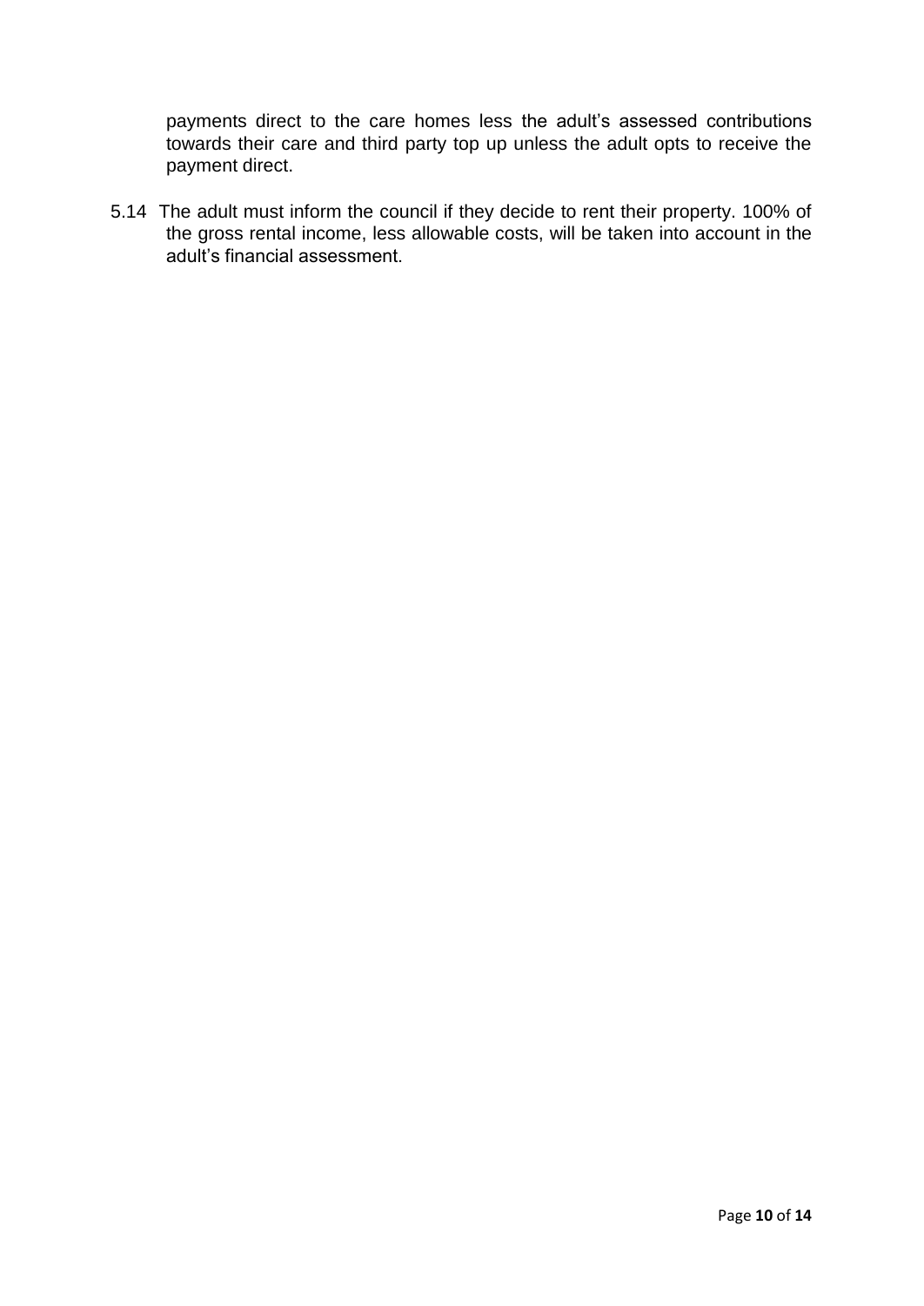payments direct to the care homes less the adult's assessed contributions towards their care and third party top up unless the adult opts to receive the payment direct.

5.14 The adult must inform the council if they decide to rent their property. 100% of the gross rental income, less allowable costs, will be taken into account in the adult's financial assessment.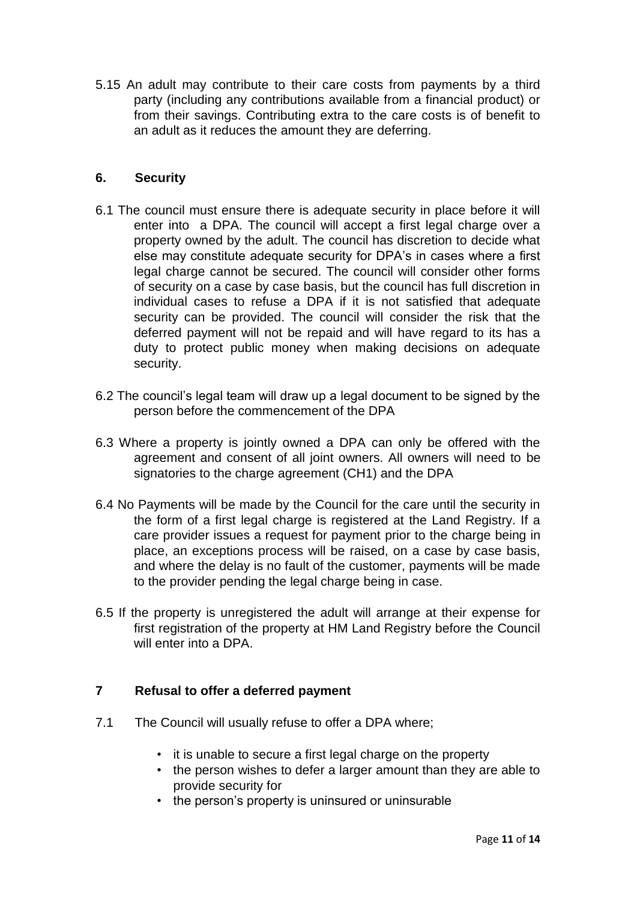5.15 An adult may contribute to their care costs from payments by a third party (including any contributions available from a financial product) or from their savings. Contributing extra to the care costs is of benefit to an adult as it reduces the amount they are deferring.

## 6. Security

6.1 The council must ensure there is adequate security in place before it will enter into a DPA. The council will accept a first legal charge over a property owned by the adult. The council has discretion to decide what else may constitute adequate security for DPA's in cases where a first legal charge cannot be secured. The council will consider other forms of security on a case by case basis, but the council has full discretion in individual cases to refuse a DPA if it is not satisfied that adequate security can be provided. The council will consider the risk that the deferred payment will not be repaid and will have regard to its has a duty to protect public money when making decisions on adequate security.

6.2 The council's legal team will draw up a legal document to be signed by the person before the commencement of the DPA

6.3 Where a property is jointly owned a DPA can only be offered with the agreement and consent of all joint owners. All owners will need to be signatories to the charge agreement (CH1) and the DPA

6.4 No Payments will be made by the Council for the care until the security in the form of a first legal charge is registered at the Land Registry. If a care provider issues a request for payment prior to the charge being in place, an exceptions process will be raised, on a case by case basis, and where the delay is no fault of the customer, payments will be made to the provider pending the legal charge being in case.

6.5 If the property is unregistered the adult will arrange at their expense for first registration of the property at HM Land Registry before the Council will enter into a DPA.

## 7 Refusal to offer a deferred payment

7.1 The Council will usually refuse to offer a DPA where;

- it is unable to secure a first legal charge on the property
- the person wishes to defer a larger amount than they are able to provide security for
- the person's property is uninsured or uninsurable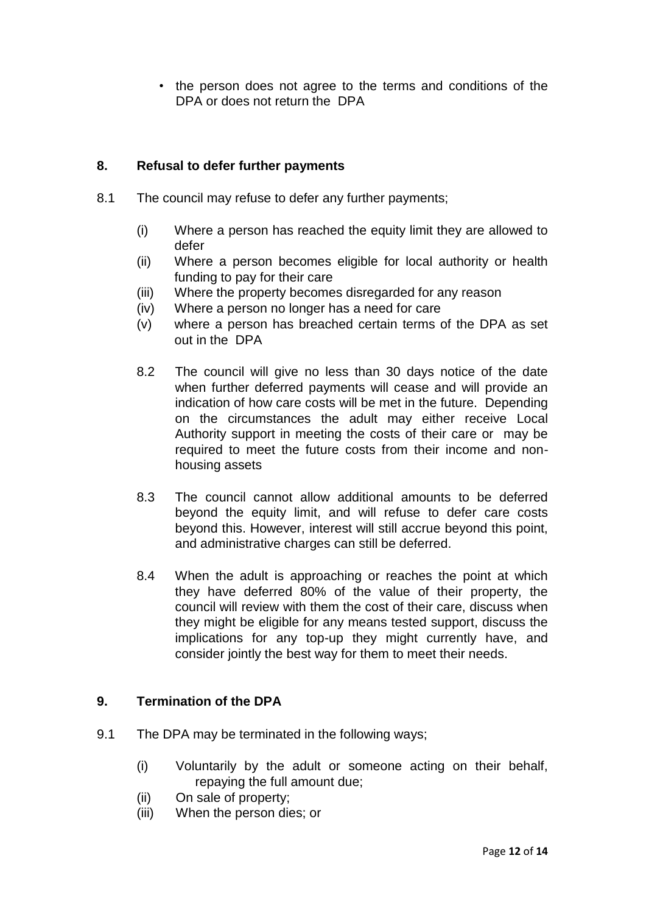- the person does not agree to the terms and conditions of the DPA or does not return the DPA

## 8. Refusal to defer further payments

8.1 The council may refuse to defer any further payments;

(i) Where a person has reached the equity limit they are allowed to defer
(ii) Where a person becomes eligible for local authority or health funding to pay for their care
(iii) Where the property becomes disregarded for any reason
(iv) Where a person no longer has a need for care
(v) where a person has breached certain terms of the DPA as set out in the DPA

8.2 The council will give no less than 30 days notice of the date when further deferred payments will cease and will provide an indication of how care costs will be met in the future. Depending on the circumstances the adult may either receive Local Authority support in meeting the costs of their care or may be required to meet the future costs from their income and non-housing assets

8.3 The council cannot allow additional amounts to be deferred beyond the equity limit, and will refuse to defer care costs beyond this. However, interest will still accrue beyond this point, and administrative charges can still be deferred.

8.4 When the adult is approaching or reaches the point at which they have deferred 80% of the value of their property, the council will review with them the cost of their care, discuss when they might be eligible for any means tested support, discuss the implications for any top-up they might currently have, and consider jointly the best way for them to meet their needs.

## 9. Termination of the DPA

9.1 The DPA may be terminated in the following ways;

(i) Voluntarily by the adult or someone acting on their behalf, repaying the full amount due;
(ii) On sale of property;
(iii) When the person dies; or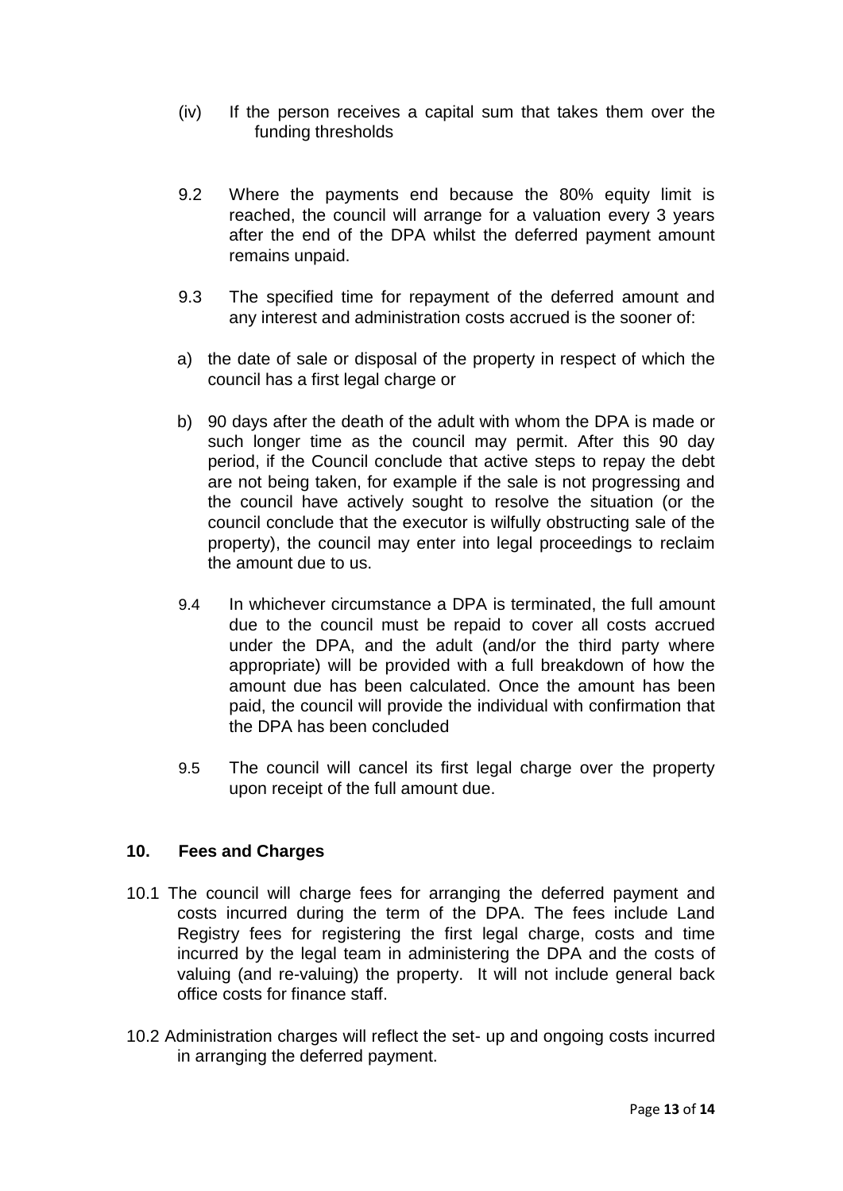(iv) If the person receives a capital sum that takes them over the funding thresholds

9.2 Where the payments end because the 80% equity limit is reached, the council will arrange for a valuation every 3 years after the end of the DPA whilst the deferred payment amount remains unpaid.

9.3 The specified time for repayment of the deferred amount and any interest and administration costs accrued is the sooner of:

a) the date of sale or disposal of the property in respect of which the council has a first legal charge or

b) 90 days after the death of the adult with whom the DPA is made or such longer time as the council may permit. After this 90 day period, if the Council conclude that active steps to repay the debt are not being taken, for example if the sale is not progressing and the council have actively sought to resolve the situation (or the council conclude that the executor is wilfully obstructing sale of the property), the council may enter into legal proceedings to reclaim the amount due to us.

9.4 In whichever circumstance a DPA is terminated, the full amount due to the council must be repaid to cover all costs accrued under the DPA, and the adult (and/or the third party where appropriate) will be provided with a full breakdown of how the amount due has been calculated. Once the amount has been paid, the council will provide the individual with confirmation that the DPA has been concluded

9.5 The council will cancel its first legal charge over the property upon receipt of the full amount due.

## 10. Fees and Charges

10.1 The council will charge fees for arranging the deferred payment and costs incurred during the term of the DPA. The fees include Land Registry fees for registering the first legal charge, costs and time incurred by the legal team in administering the DPA and the costs of valuing (and re-valuing) the property. It will not include general back office costs for finance staff.

10.2 Administration charges will reflect the set- up and ongoing costs incurred in arranging the deferred payment.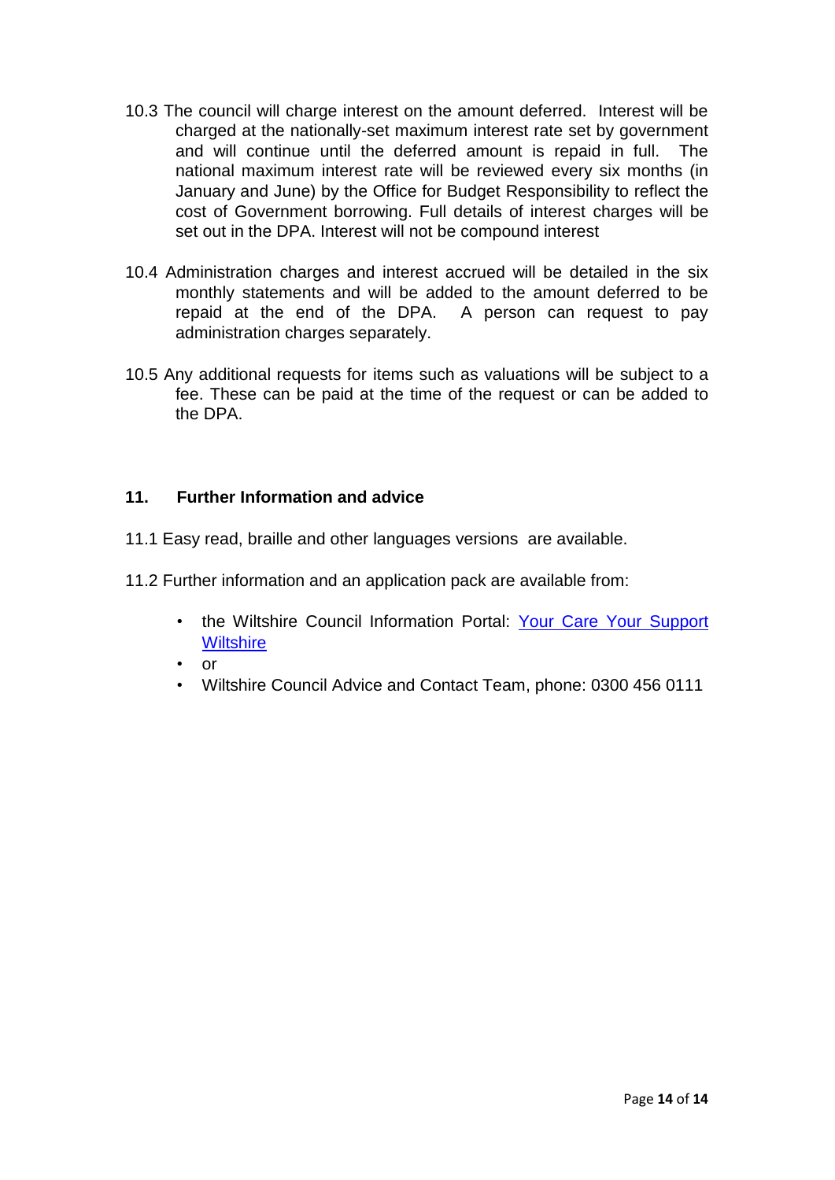10.3 The council will charge interest on the amount deferred. Interest will be charged at the nationally-set maximum interest rate set by government and will continue until the deferred amount is repaid in full. The national maximum interest rate will be reviewed every six months (in January and June) by the Office for Budget Responsibility to reflect the cost of Government borrowing. Full details of interest charges will be set out in the DPA. Interest will not be compound interest

10.4 Administration charges and interest accrued will be detailed in the six monthly statements and will be added to the amount deferred to be repaid at the end of the DPA. A person can request to pay administration charges separately.

10.5 Any additional requests for items such as valuations will be subject to a fee. These can be paid at the time of the request or can be added to the DPA.

## 11. Further Information and advice

11.1 Easy read, braille and other languages versions are available.

11.2 Further information and an application pack are available from:

- the Wiltshire Council Information Portal: [Your Care Your Support Wiltshire]
- or
- Wiltshire Council Advice and Contact Team, phone: 0300 456 0111